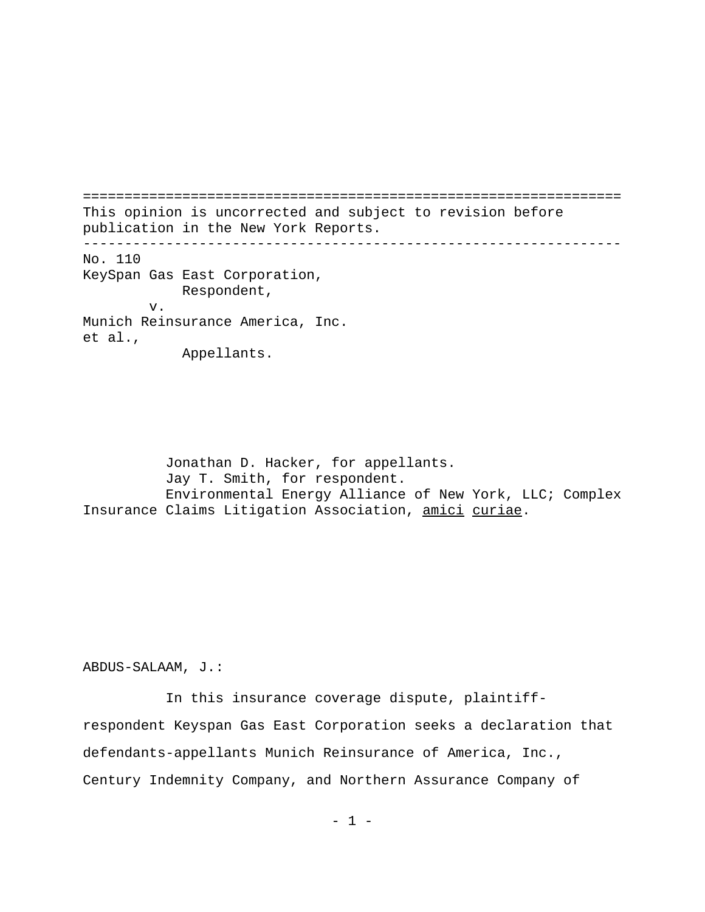This opinion is uncorrected and subject to revision before publication in the New York Reports.

---

No. 110
KeySpan Gas East Corporation,
Respondent,
v.
Munich Reinsurance America, Inc. et al.,
Appellants.

Jonathan D. Hacker, for appellants.
Jay T. Smith, for respondent.
Environmental Energy Alliance of New York, LLC; Complex Insurance Claims Litigation Association, *amici curiae*.

ABDUS-SALAAM, J.:

In this insurance coverage dispute, plaintiff-respondent Keyspan Gas East Corporation seeks a declaration that defendants-appellants Munich Reinsurance of America, Inc., Century Indemnity Company, and Northern Assurance Company of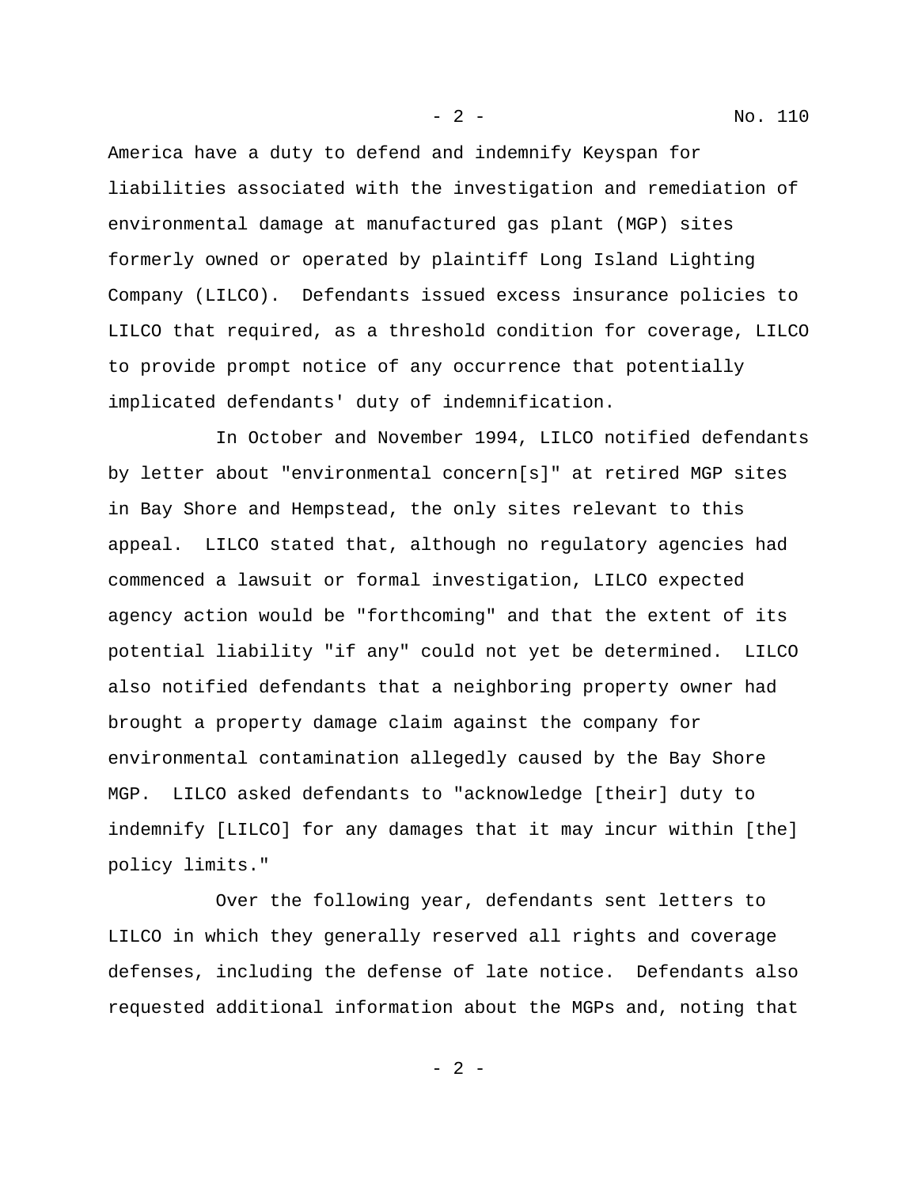America have a duty to defend and indemnify Keyspan for liabilities associated with the investigation and remediation of environmental damage at manufactured gas plant (MGP) sites formerly owned or operated by plaintiff Long Island Lighting Company (LILCO). Defendants issued excess insurance policies to LILCO that required, as a threshold condition for coverage, LILCO to provide prompt notice of any occurrence that potentially implicated defendants' duty of indemnification.

In October and November 1994, LILCO notified defendants by letter about "environmental concern[s]" at retired MGP sites in Bay Shore and Hempstead, the only sites relevant to this appeal. LILCO stated that, although no regulatory agencies had commenced a lawsuit or formal investigation, LILCO expected agency action would be "forthcoming" and that the extent of its potential liability "if any" could not yet be determined. LILCO also notified defendants that a neighboring property owner had brought a property damage claim against the company for environmental contamination allegedly caused by the Bay Shore MGP. LILCO asked defendants to "acknowledge [their] duty to indemnify [LILCO] for any damages that it may incur within [the] policy limits."

Over the following year, defendants sent letters to LILCO in which they generally reserved all rights and coverage defenses, including the defense of late notice. Defendants also requested additional information about the MGPs and, noting that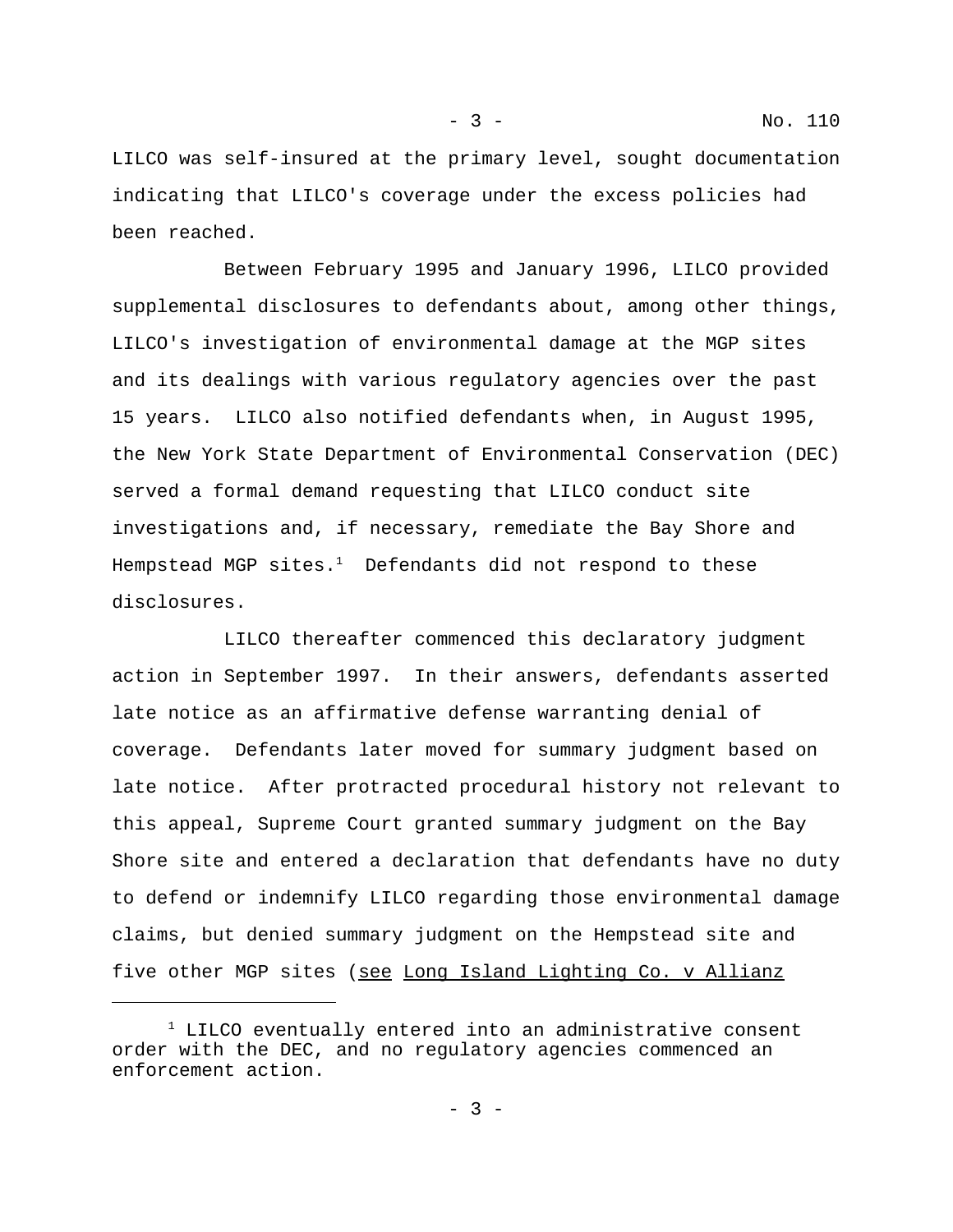LILCO was self-insured at the primary level, sought documentation indicating that LILCO's coverage under the excess policies had been reached.

Between February 1995 and January 1996, LILCO provided supplemental disclosures to defendants about, among other things, LILCO's investigation of environmental damage at the MGP sites and its dealings with various regulatory agencies over the past 15 years. LILCO also notified defendants when, in August 1995, the New York State Department of Environmental Conservation (DEC) served a formal demand requesting that LILCO conduct site investigations and, if necessary, remediate the Bay Shore and Hempstead MGP sites.[1] Defendants did not respond to these disclosures.

LILCO thereafter commenced this declaratory judgment action in September 1997. In their answers, defendants asserted late notice as an affirmative defense warranting denial of coverage. Defendants later moved for summary judgment based on late notice. After protracted procedural history not relevant to this appeal, Supreme Court granted summary judgment on the Bay Shore site and entered a declaration that defendants have no duty to defend or indemnify LILCO regarding those environmental damage claims, but denied summary judgment on the Hempstead site and five other MGP sites (see <u>Long Island Lighting Co. v Allianz</u>

---

[1] LILCO eventually entered into an administrative consent order with the DEC, and no regulatory agencies commenced an enforcement action.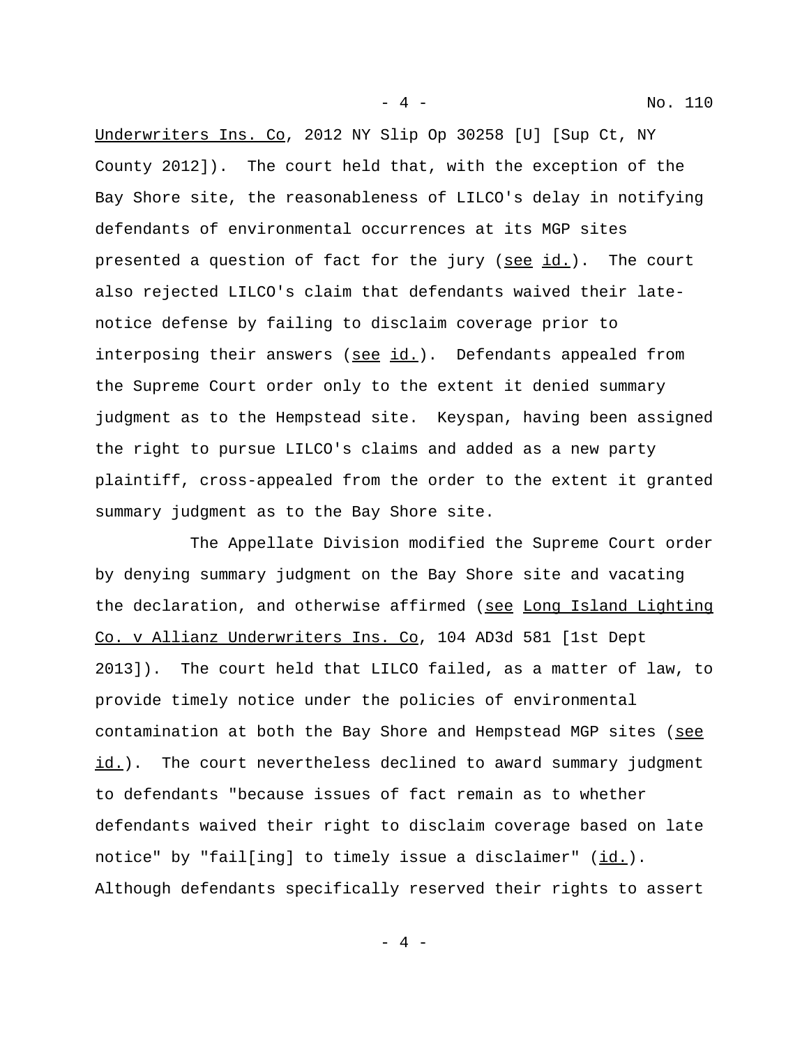Underwriters Ins. Co, 2012 NY Slip Op 30258 [U] [Sup Ct, NY County 2012]). The court held that, with the exception of the Bay Shore site, the reasonableness of LILCO's delay in notifying defendants of environmental occurrences at its MGP sites presented a question of fact for the jury (see id.). The court also rejected LILCO's claim that defendants waived their late-notice defense by failing to disclaim coverage prior to interposing their answers (see id.). Defendants appealed from the Supreme Court order only to the extent it denied summary judgment as to the Hempstead site. Keyspan, having been assigned the right to pursue LILCO's claims and added as a new party plaintiff, cross-appealed from the order to the extent it granted summary judgment as to the Bay Shore site.

The Appellate Division modified the Supreme Court order by denying summary judgment on the Bay Shore site and vacating the declaration, and otherwise affirmed (see Long Island Lighting Co. v Allianz Underwriters Ins. Co, 104 AD3d 581 [1st Dept 2013]). The court held that LILCO failed, as a matter of law, to provide timely notice under the policies of environmental contamination at both the Bay Shore and Hempstead MGP sites (see id.). The court nevertheless declined to award summary judgment to defendants "because issues of fact remain as to whether defendants waived their right to disclaim coverage based on late notice" by "fail[ing] to timely issue a disclaimer" (id.). Although defendants specifically reserved their rights to assert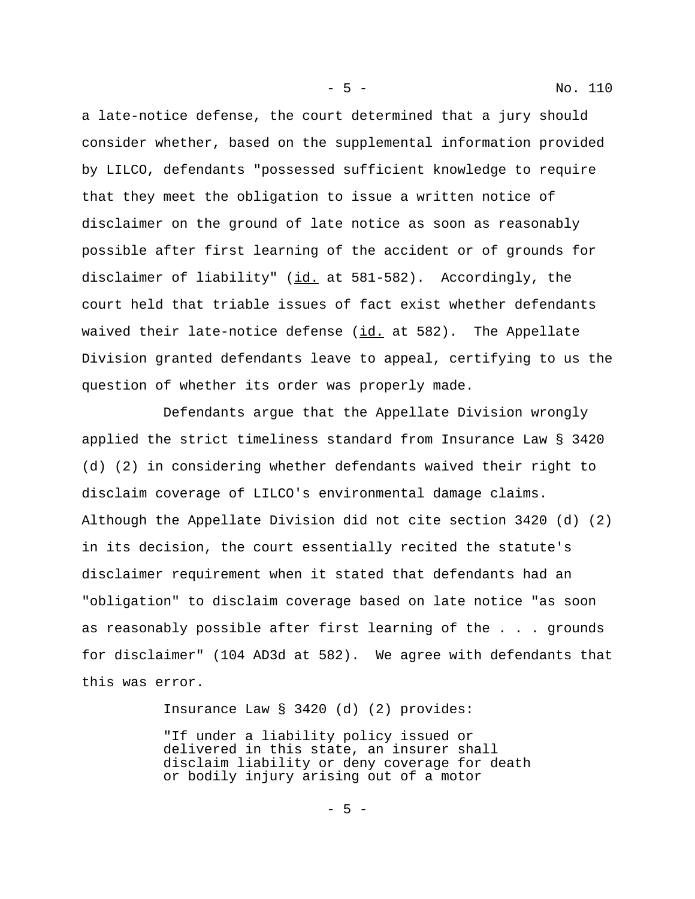a late-notice defense, the court determined that a jury should consider whether, based on the supplemental information provided by LILCO, defendants "possessed sufficient knowledge to require that they meet the obligation to issue a written notice of disclaimer on the ground of late notice as soon as reasonably possible after first learning of the accident or of grounds for disclaimer of liability" (id. at 581-582). Accordingly, the court held that triable issues of fact exist whether defendants waived their late-notice defense (id. at 582). The Appellate Division granted defendants leave to appeal, certifying to us the question of whether its order was properly made.

Defendants argue that the Appellate Division wrongly applied the strict timeliness standard from Insurance Law § 3420 (d) (2) in considering whether defendants waived their right to disclaim coverage of LILCO's environmental damage claims. Although the Appellate Division did not cite section 3420 (d) (2) in its decision, the court essentially recited the statute's disclaimer requirement when it stated that defendants had an "obligation" to disclaim coverage based on late notice "as soon as reasonably possible after first learning of the . . . grounds for disclaimer" (104 AD3d at 582). We agree with defendants that this was error.

Insurance Law § 3420 (d) (2) provides:

> "If under a liability policy issued or delivered in this state, an insurer shall disclaim liability or deny coverage for death or bodily injury arising out of a motor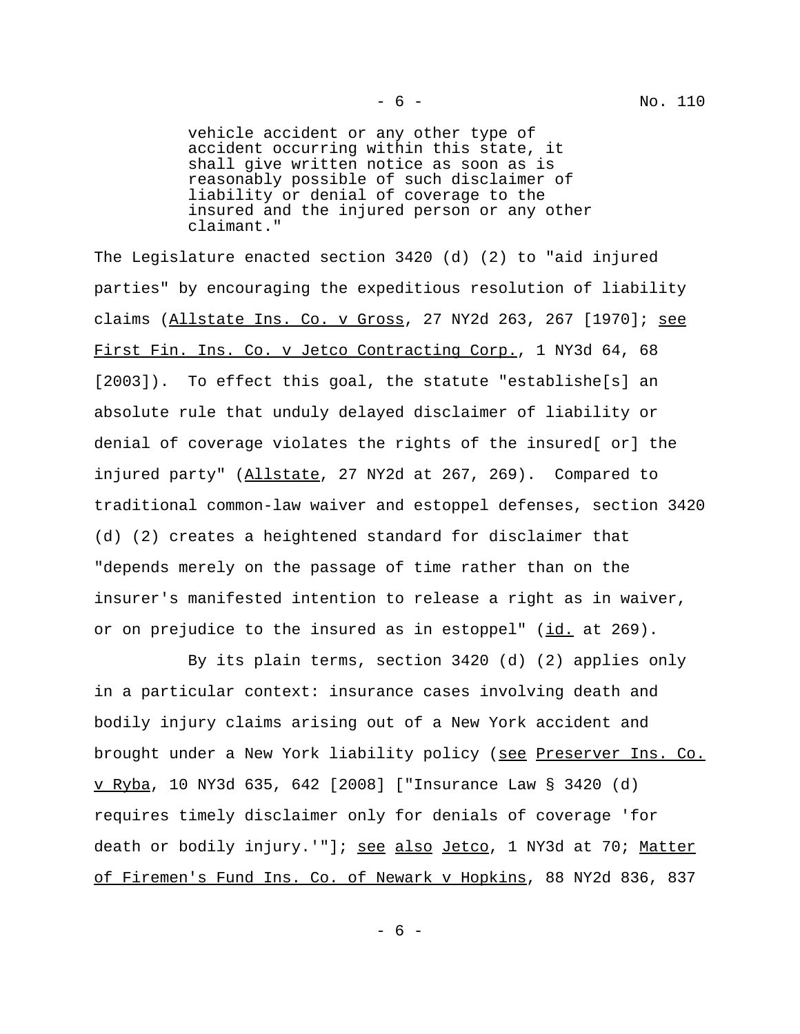> vehicle accident or any other type of accident occurring within this state, it shall give written notice as soon as is reasonably possible of such disclaimer of liability or denial of coverage to the insured and the injured person or any other claimant."

The Legislature enacted section 3420 (d) (2) to "aid injured parties" by encouraging the expeditious resolution of liability claims (Allstate Ins. Co. v Gross, 27 NY2d 263, 267 [1970]; see First Fin. Ins. Co. v Jetco Contracting Corp., 1 NY3d 64, 68 [2003]). To effect this goal, the statute "establishe[s] an absolute rule that unduly delayed disclaimer of liability or denial of coverage violates the rights of the insured[ or] the injured party" (Allstate, 27 NY2d at 267, 269). Compared to traditional common-law waiver and estoppel defenses, section 3420 (d) (2) creates a heightened standard for disclaimer that "depends merely on the passage of time rather than on the insurer's manifested intention to release a right as in waiver, or on prejudice to the insured as in estoppel" (id. at 269).

By its plain terms, section 3420 (d) (2) applies only in a particular context: insurance cases involving death and bodily injury claims arising out of a New York accident and brought under a New York liability policy (see Preserver Ins. Co. v Ryba, 10 NY3d 635, 642 [2008] ["Insurance Law § 3420 (d) requires timely disclaimer only for denials of coverage 'for death or bodily injury.'"]; see also Jetco, 1 NY3d at 70; Matter of Firemen's Fund Ins. Co. of Newark v Hopkins, 88 NY2d 836, 837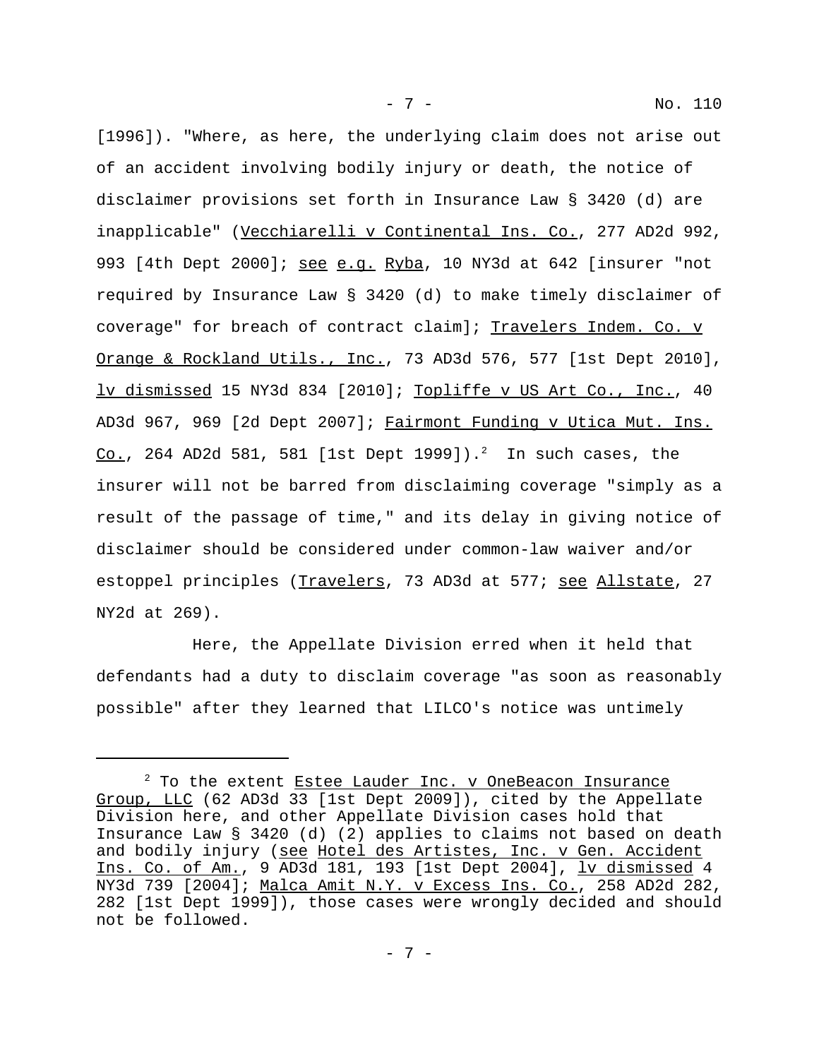[1996]). "Where, as here, the underlying claim does not arise out of an accident involving bodily injury or death, the notice of disclaimer provisions set forth in Insurance Law § 3420 (d) are inapplicable" (Vecchiarelli v Continental Ins. Co., 277 AD2d 992, 993 [4th Dept 2000]; see e.g. Ryba, 10 NY3d at 642 [insurer "not required by Insurance Law § 3420 (d) to make timely disclaimer of coverage" for breach of contract claim]; Travelers Indem. Co. v Orange & Rockland Utils., Inc., 73 AD3d 576, 577 [1st Dept 2010], lv dismissed 15 NY3d 834 [2010]; Topliffe v US Art Co., Inc., 40 AD3d 967, 969 [2d Dept 2007]; Fairmont Funding v Utica Mut. Ins. Co., 264 AD2d 581, 581 [1st Dept 1999]).[2] In such cases, the insurer will not be barred from disclaiming coverage "simply as a result of the passage of time," and its delay in giving notice of disclaimer should be considered under common-law waiver and/or estoppel principles (Travelers, 73 AD3d at 577; see Allstate, 27 NY2d at 269).

Here, the Appellate Division erred when it held that defendants had a duty to disclaim coverage "as soon as reasonably possible" after they learned that LILCO's notice was untimely

[2] To the extent Estee Lauder Inc. v OneBeacon Insurance Group, LLC (62 AD3d 33 [1st Dept 2009]), cited by the Appellate Division here, and other Appellate Division cases hold that Insurance Law § 3420 (d) (2) applies to claims not based on death and bodily injury (see Hotel des Artistes, Inc. v Gen. Accident Ins. Co. of Am., 9 AD3d 181, 193 [1st Dept 2004], lv dismissed 4 NY3d 739 [2004]; Malca Amit N.Y. v Excess Ins. Co., 258 AD2d 282, 282 [1st Dept 1999]), those cases were wrongly decided and should not be followed.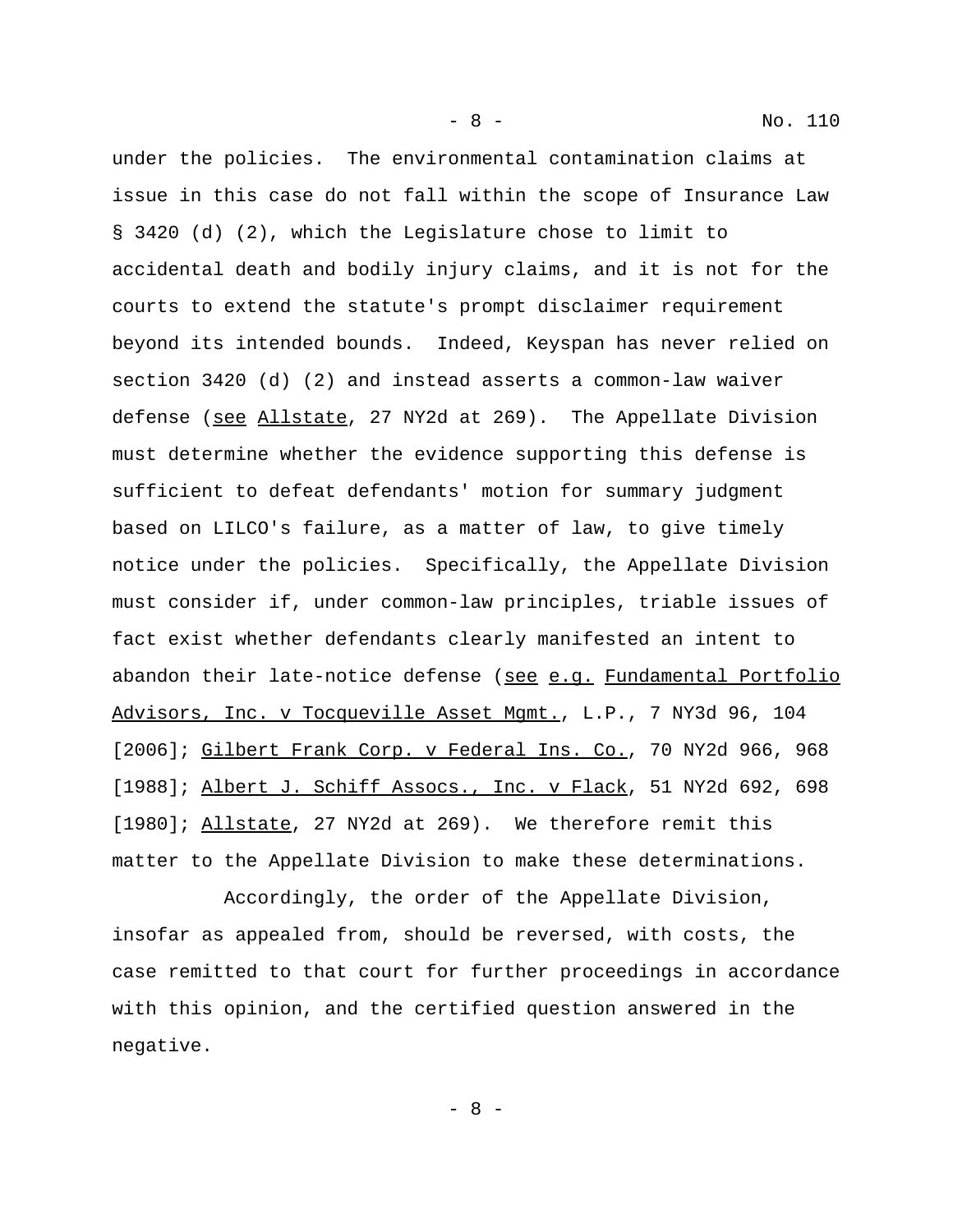under the policies. The environmental contamination claims at issue in this case do not fall within the scope of Insurance Law § 3420 (d) (2), which the Legislature chose to limit to accidental death and bodily injury claims, and it is not for the courts to extend the statute's prompt disclaimer requirement beyond its intended bounds. Indeed, Keyspan has never relied on section 3420 (d) (2) and instead asserts a common-law waiver defense (see Allstate, 27 NY2d at 269). The Appellate Division must determine whether the evidence supporting this defense is sufficient to defeat defendants' motion for summary judgment based on LILCO's failure, as a matter of law, to give timely notice under the policies. Specifically, the Appellate Division must consider if, under common-law principles, triable issues of fact exist whether defendants clearly manifested an intent to abandon their late-notice defense (see e.g. Fundamental Portfolio Advisors, Inc. v Tocqueville Asset Mgmt., L.P., 7 NY3d 96, 104 [2006]; Gilbert Frank Corp. v Federal Ins. Co., 70 NY2d 966, 968 [1988]; Albert J. Schiff Assocs., Inc. v Flack, 51 NY2d 692, 698 [1980]; Allstate, 27 NY2d at 269). We therefore remit this matter to the Appellate Division to make these determinations.

Accordingly, the order of the Appellate Division, insofar as appealed from, should be reversed, with costs, the case remitted to that court for further proceedings in accordance with this opinion, and the certified question answered in the negative.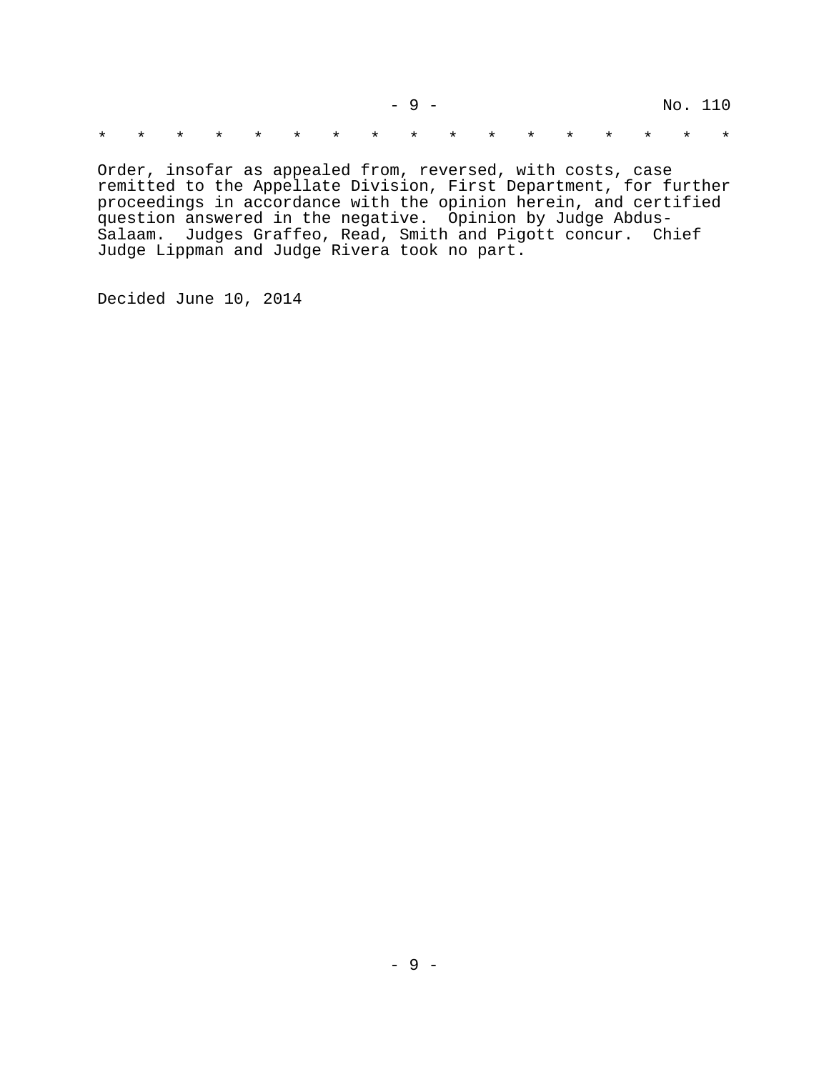\* \* \* \* \* \* \* \* \* \* \* \* \* \* \* \* \*

Order, insofar as appealed from, reversed, with costs, case remitted to the Appellate Division, First Department, for further proceedings in accordance with the opinion herein, and certified question answered in the negative. Opinion by Judge Abdus-Salaam. Judges Graffeo, Read, Smith and Pigott concur. Chief Judge Lippman and Judge Rivera took no part.

Decided June 10, 2014